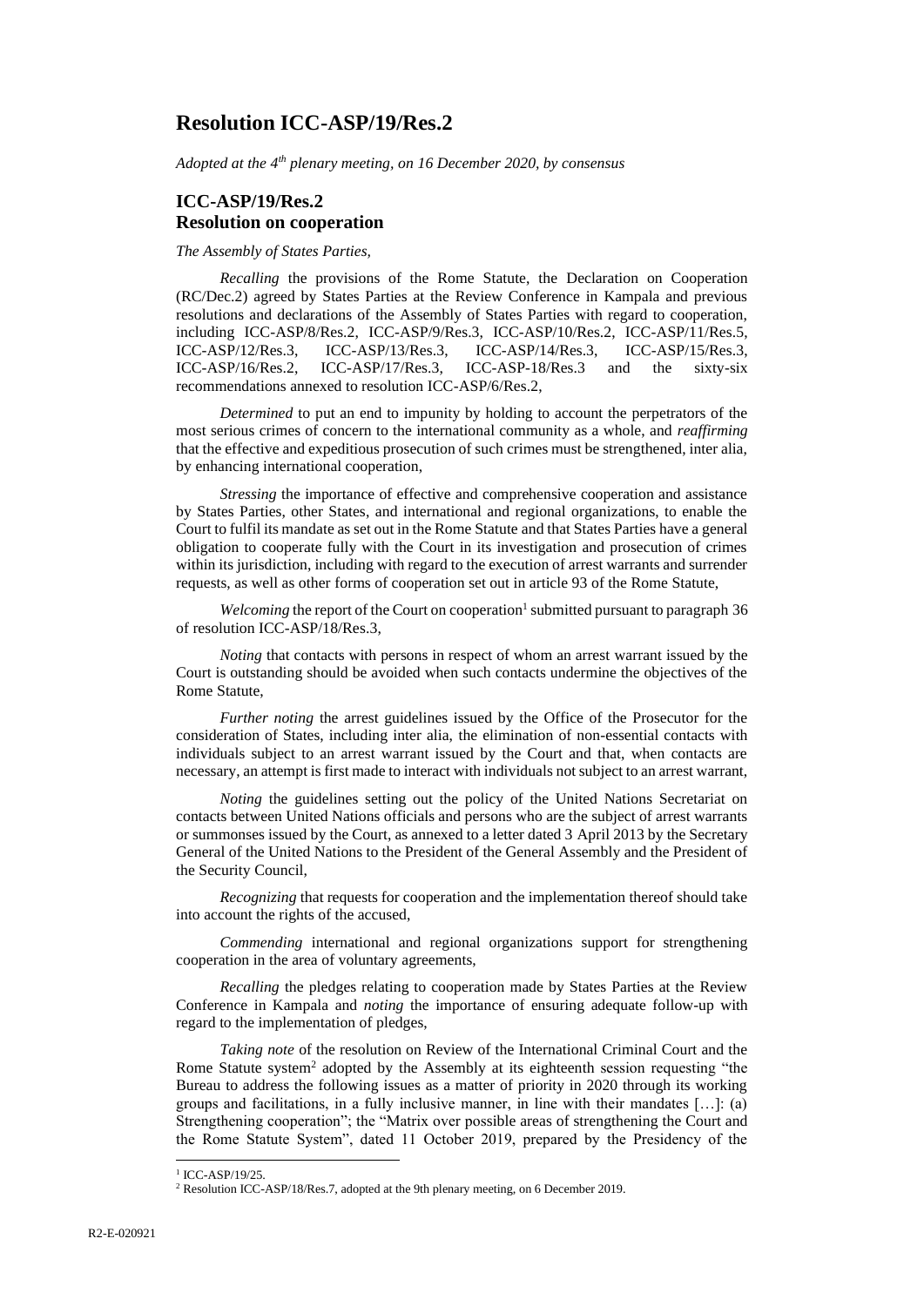# Resolution ICC-ASP/19/Res.2

*Adopted at the 4th plenary meeting, on 16 December 2020, by consensus*

## ICC-ASP/19/Res.2
## Resolution on cooperation

*The Assembly of States Parties*,

*Recalling* the provisions of the Rome Statute, the Declaration on Cooperation (RC/Dec.2) agreed by States Parties at the Review Conference in Kampala and previous resolutions and declarations of the Assembly of States Parties with regard to cooperation, including ICC-ASP/8/Res.2, ICC-ASP/9/Res.3, ICC-ASP/10/Res.2, ICC-ASP/11/Res.5, ICC-ASP/12/Res.3, ICC-ASP/13/Res.3, ICC-ASP/14/Res.3, ICC-ASP/15/Res.3, ICC-ASP/16/Res.2, ICC-ASP/17/Res.3, ICC-ASP-18/Res.3 and the sixty-six recommendations annexed to resolution ICC-ASP/6/Res.2,

*Determined* to put an end to impunity by holding to account the perpetrators of the most serious crimes of concern to the international community as a whole, and *reaffirming* that the effective and expeditious prosecution of such crimes must be strengthened, inter alia, by enhancing international cooperation,

*Stressing* the importance of effective and comprehensive cooperation and assistance by States Parties, other States, and international and regional organizations, to enable the Court to fulfil its mandate as set out in the Rome Statute and that States Parties have a general obligation to cooperate fully with the Court in its investigation and prosecution of crimes within its jurisdiction, including with regard to the execution of arrest warrants and surrender requests, as well as other forms of cooperation set out in article 93 of the Rome Statute,

*Welcoming* the report of the Court on cooperation[1] submitted pursuant to paragraph 36 of resolution ICC-ASP/18/Res.3,

*Noting* that contacts with persons in respect of whom an arrest warrant issued by the Court is outstanding should be avoided when such contacts undermine the objectives of the Rome Statute,

*Further noting* the arrest guidelines issued by the Office of the Prosecutor for the consideration of States, including inter alia, the elimination of non-essential contacts with individuals subject to an arrest warrant issued by the Court and that, when contacts are necessary, an attempt is first made to interact with individuals not subject to an arrest warrant,

*Noting* the guidelines setting out the policy of the United Nations Secretariat on contacts between United Nations officials and persons who are the subject of arrest warrants or summonses issued by the Court, as annexed to a letter dated 3 April 2013 by the Secretary General of the United Nations to the President of the General Assembly and the President of the Security Council,

*Recognizing* that requests for cooperation and the implementation thereof should take into account the rights of the accused,

*Commending* international and regional organizations support for strengthening cooperation in the area of voluntary agreements,

*Recalling* the pledges relating to cooperation made by States Parties at the Review Conference in Kampala and *noting* the importance of ensuring adequate follow-up with regard to the implementation of pledges,

*Taking note* of the resolution on Review of the International Criminal Court and the Rome Statute system[2] adopted by the Assembly at its eighteenth session requesting "the Bureau to address the following issues as a matter of priority in 2020 through its working groups and facilitations, in a fully inclusive manner, in line with their mandates […]: (a) Strengthening cooperation"; the "Matrix over possible areas of strengthening the Court and the Rome Statute System", dated 11 October 2019, prepared by the Presidency of the

---

[1] ICC-ASP/19/25.

[2] Resolution ICC-ASP/18/Res.7, adopted at the 9th plenary meeting, on 6 December 2019.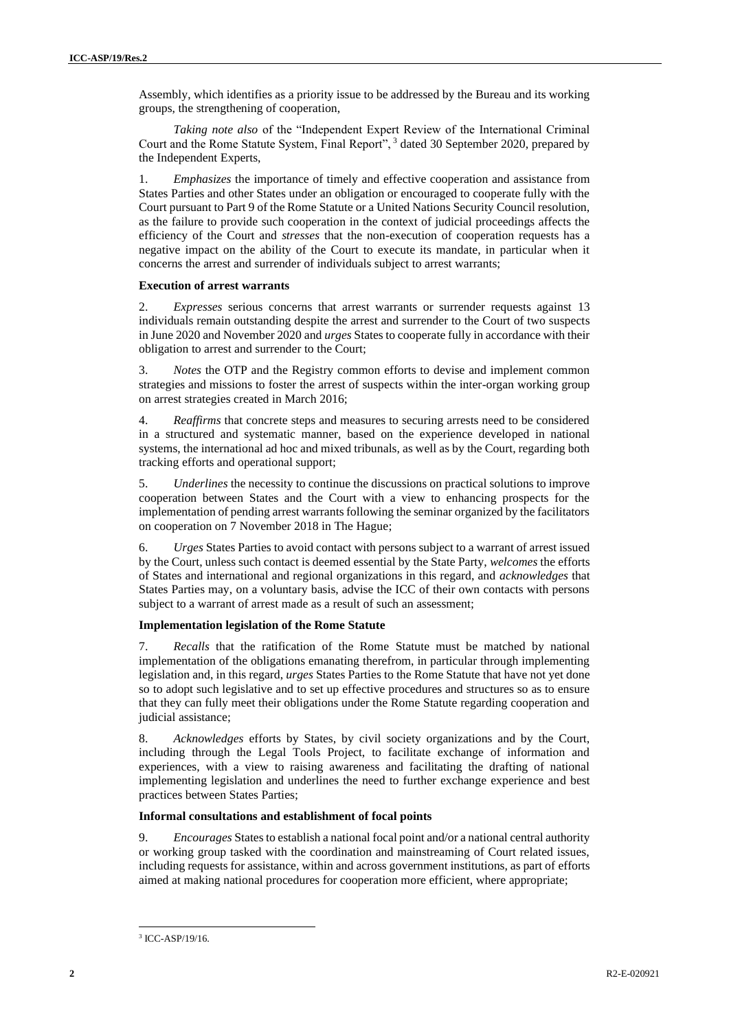Assembly, which identifies as a priority issue to be addressed by the Bureau and its working groups, the strengthening of cooperation,

*Taking note also* of the "Independent Expert Review of the International Criminal Court and the Rome Statute System, Final Report", [3] dated 30 September 2020, prepared by the Independent Experts,

1. *Emphasizes* the importance of timely and effective cooperation and assistance from States Parties and other States under an obligation or encouraged to cooperate fully with the Court pursuant to Part 9 of the Rome Statute or a United Nations Security Council resolution, as the failure to provide such cooperation in the context of judicial proceedings affects the efficiency of the Court and *stresses* that the non-execution of cooperation requests has a negative impact on the ability of the Court to execute its mandate, in particular when it concerns the arrest and surrender of individuals subject to arrest warrants;

**Execution of arrest warrants**

2. *Expresses* serious concerns that arrest warrants or surrender requests against 13 individuals remain outstanding despite the arrest and surrender to the Court of two suspects in June 2020 and November 2020 and *urges* States to cooperate fully in accordance with their obligation to arrest and surrender to the Court;

3. *Notes* the OTP and the Registry common efforts to devise and implement common strategies and missions to foster the arrest of suspects within the inter-organ working group on arrest strategies created in March 2016;

4. *Reaffirms* that concrete steps and measures to securing arrests need to be considered in a structured and systematic manner, based on the experience developed in national systems, the international ad hoc and mixed tribunals, as well as by the Court, regarding both tracking efforts and operational support;

5. *Underlines* the necessity to continue the discussions on practical solutions to improve cooperation between States and the Court with a view to enhancing prospects for the implementation of pending arrest warrants following the seminar organized by the facilitators on cooperation on 7 November 2018 in The Hague;

6. *Urges* States Parties to avoid contact with persons subject to a warrant of arrest issued by the Court, unless such contact is deemed essential by the State Party, *welcomes* the efforts of States and international and regional organizations in this regard, and *acknowledges* that States Parties may, on a voluntary basis, advise the ICC of their own contacts with persons subject to a warrant of arrest made as a result of such an assessment;

**Implementation legislation of the Rome Statute**

7. *Recalls* that the ratification of the Rome Statute must be matched by national implementation of the obligations emanating therefrom, in particular through implementing legislation and, in this regard, *urges* States Parties to the Rome Statute that have not yet done so to adopt such legislative and to set up effective procedures and structures so as to ensure that they can fully meet their obligations under the Rome Statute regarding cooperation and judicial assistance;

8. *Acknowledges* efforts by States, by civil society organizations and by the Court, including through the Legal Tools Project, to facilitate exchange of information and experiences, with a view to raising awareness and facilitating the drafting of national implementing legislation and underlines the need to further exchange experience and best practices between States Parties;

**Informal consultations and establishment of focal points**

9. *Encourages* States to establish a national focal point and/or a national central authority or working group tasked with the coordination and mainstreaming of Court related issues, including requests for assistance, within and across government institutions, as part of efforts aimed at making national procedures for cooperation more efficient, where appropriate;

[3] ICC-ASP/19/16.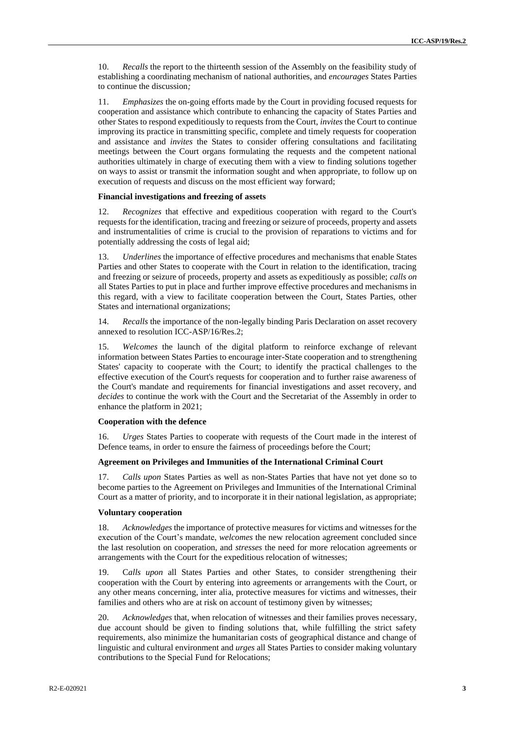10. *Recalls* the report to the thirteenth session of the Assembly on the feasibility study of establishing a coordinating mechanism of national authorities, and *encourages* States Parties to continue the discussion*;*

11. *Emphasizes* the on-going efforts made by the Court in providing focused requests for cooperation and assistance which contribute to enhancing the capacity of States Parties and other States to respond expeditiously to requests from the Court, *invites* the Court to continue improving its practice in transmitting specific, complete and timely requests for cooperation and assistance and *invites* the States to consider offering consultations and facilitating meetings between the Court organs formulating the requests and the competent national authorities ultimately in charge of executing them with a view to finding solutions together on ways to assist or transmit the information sought and when appropriate, to follow up on execution of requests and discuss on the most efficient way forward;

**Financial investigations and freezing of assets**

12. *Recognizes* that effective and expeditious cooperation with regard to the Court's requests for the identification, tracing and freezing or seizure of proceeds, property and assets and instrumentalities of crime is crucial to the provision of reparations to victims and for potentially addressing the costs of legal aid;

13. *Underlines* the importance of effective procedures and mechanisms that enable States Parties and other States to cooperate with the Court in relation to the identification, tracing and freezing or seizure of proceeds, property and assets as expeditiously as possible; *calls on* all States Parties to put in place and further improve effective procedures and mechanisms in this regard, with a view to facilitate cooperation between the Court, States Parties, other States and international organizations;

14. *Recalls* the importance of the non-legally binding Paris Declaration on asset recovery annexed to resolution ICC-ASP/16/Res.2;

15. *Welcomes* the launch of the digital platform to reinforce exchange of relevant information between States Parties to encourage inter-State cooperation and to strengthening States' capacity to cooperate with the Court; to identify the practical challenges to the effective execution of the Court's requests for cooperation and to further raise awareness of the Court's mandate and requirements for financial investigations and asset recovery, and *decides* to continue the work with the Court and the Secretariat of the Assembly in order to enhance the platform in 2021;

**Cooperation with the defence**

16. *Urges* States Parties to cooperate with requests of the Court made in the interest of Defence teams, in order to ensure the fairness of proceedings before the Court;

**Agreement on Privileges and Immunities of the International Criminal Court**

17. *Calls upon* States Parties as well as non-States Parties that have not yet done so to become parties to the Agreement on Privileges and Immunities of the International Criminal Court as a matter of priority, and to incorporate it in their national legislation, as appropriate;

**Voluntary cooperation**

18. *Acknowledges* the importance of protective measures for victims and witnesses for the execution of the Court's mandate, *welcomes* the new relocation agreement concluded since the last resolution on cooperation, and *stresses* the need for more relocation agreements or arrangements with the Court for the expeditious relocation of witnesses;

19. C*alls upon* all States Parties and other States, to consider strengthening their cooperation with the Court by entering into agreements or arrangements with the Court, or any other means concerning, inter alia, protective measures for victims and witnesses, their families and others who are at risk on account of testimony given by witnesses;

20. *Acknowledges* that, when relocation of witnesses and their families proves necessary, due account should be given to finding solutions that, while fulfilling the strict safety requirements, also minimize the humanitarian costs of geographical distance and change of linguistic and cultural environment and *urges* all States Parties to consider making voluntary contributions to the Special Fund for Relocations;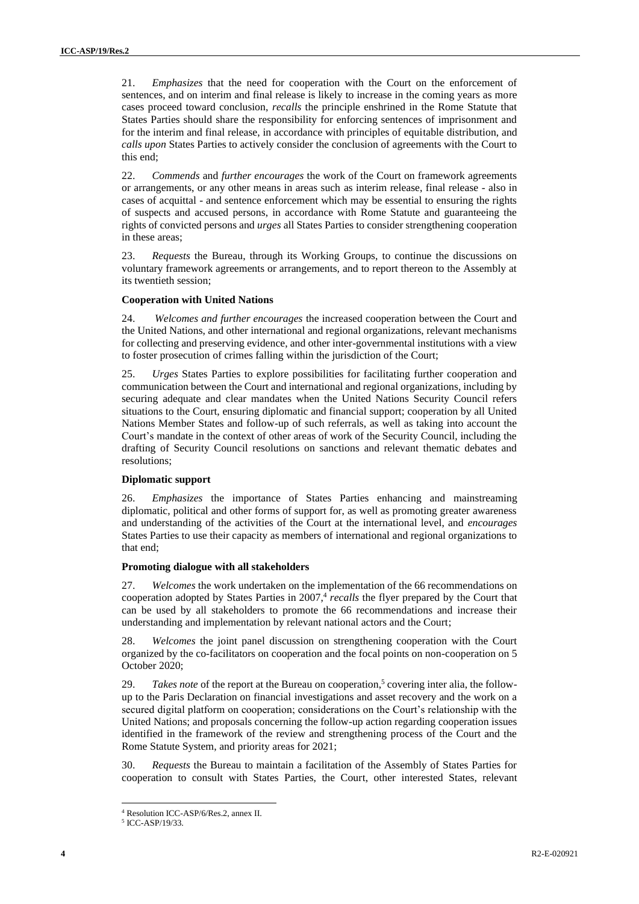21. *Emphasizes* that the need for cooperation with the Court on the enforcement of sentences, and on interim and final release is likely to increase in the coming years as more cases proceed toward conclusion, *recalls* the principle enshrined in the Rome Statute that States Parties should share the responsibility for enforcing sentences of imprisonment and for the interim and final release, in accordance with principles of equitable distribution, and *calls upon* States Parties to actively consider the conclusion of agreements with the Court to this end;

22. *Commends* and *further encourages* the work of the Court on framework agreements or arrangements, or any other means in areas such as interim release, final release - also in cases of acquittal - and sentence enforcement which may be essential to ensuring the rights of suspects and accused persons, in accordance with Rome Statute and guaranteeing the rights of convicted persons and *urges* all States Parties to consider strengthening cooperation in these areas;

23. *Requests* the Bureau, through its Working Groups, to continue the discussions on voluntary framework agreements or arrangements, and to report thereon to the Assembly at its twentieth session;

**Cooperation with United Nations**

24. *Welcomes and further encourages* the increased cooperation between the Court and the United Nations, and other international and regional organizations, relevant mechanisms for collecting and preserving evidence, and other inter-governmental institutions with a view to foster prosecution of crimes falling within the jurisdiction of the Court;

25. *Urges* States Parties to explore possibilities for facilitating further cooperation and communication between the Court and international and regional organizations, including by securing adequate and clear mandates when the United Nations Security Council refers situations to the Court, ensuring diplomatic and financial support; cooperation by all United Nations Member States and follow-up of such referrals, as well as taking into account the Court's mandate in the context of other areas of work of the Security Council, including the drafting of Security Council resolutions on sanctions and relevant thematic debates and resolutions;

**Diplomatic support**

26. *Emphasizes* the importance of States Parties enhancing and mainstreaming diplomatic, political and other forms of support for, as well as promoting greater awareness and understanding of the activities of the Court at the international level, and *encourages* States Parties to use their capacity as members of international and regional organizations to that end;

**Promoting dialogue with all stakeholders**

27. *Welcomes* the work undertaken on the implementation of the 66 recommendations on cooperation adopted by States Parties in 2007,[4] *recalls* the flyer prepared by the Court that can be used by all stakeholders to promote the 66 recommendations and increase their understanding and implementation by relevant national actors and the Court;

28. *Welcomes* the joint panel discussion on strengthening cooperation with the Court organized by the co-facilitators on cooperation and the focal points on non-cooperation on 5 October 2020;

29. *Takes note* of the report at the Bureau on cooperation,[5] covering inter alia, the follow-up to the Paris Declaration on financial investigations and asset recovery and the work on a secured digital platform on cooperation; considerations on the Court's relationship with the United Nations; and proposals concerning the follow-up action regarding cooperation issues identified in the framework of the review and strengthening process of the Court and the Rome Statute System, and priority areas for 2021;

30. *Requests* the Bureau to maintain a facilitation of the Assembly of States Parties for cooperation to consult with States Parties, the Court, other interested States, relevant

---

[4] Resolution ICC-ASP/6/Res.2, annex II.

[5] ICC-ASP/19/33.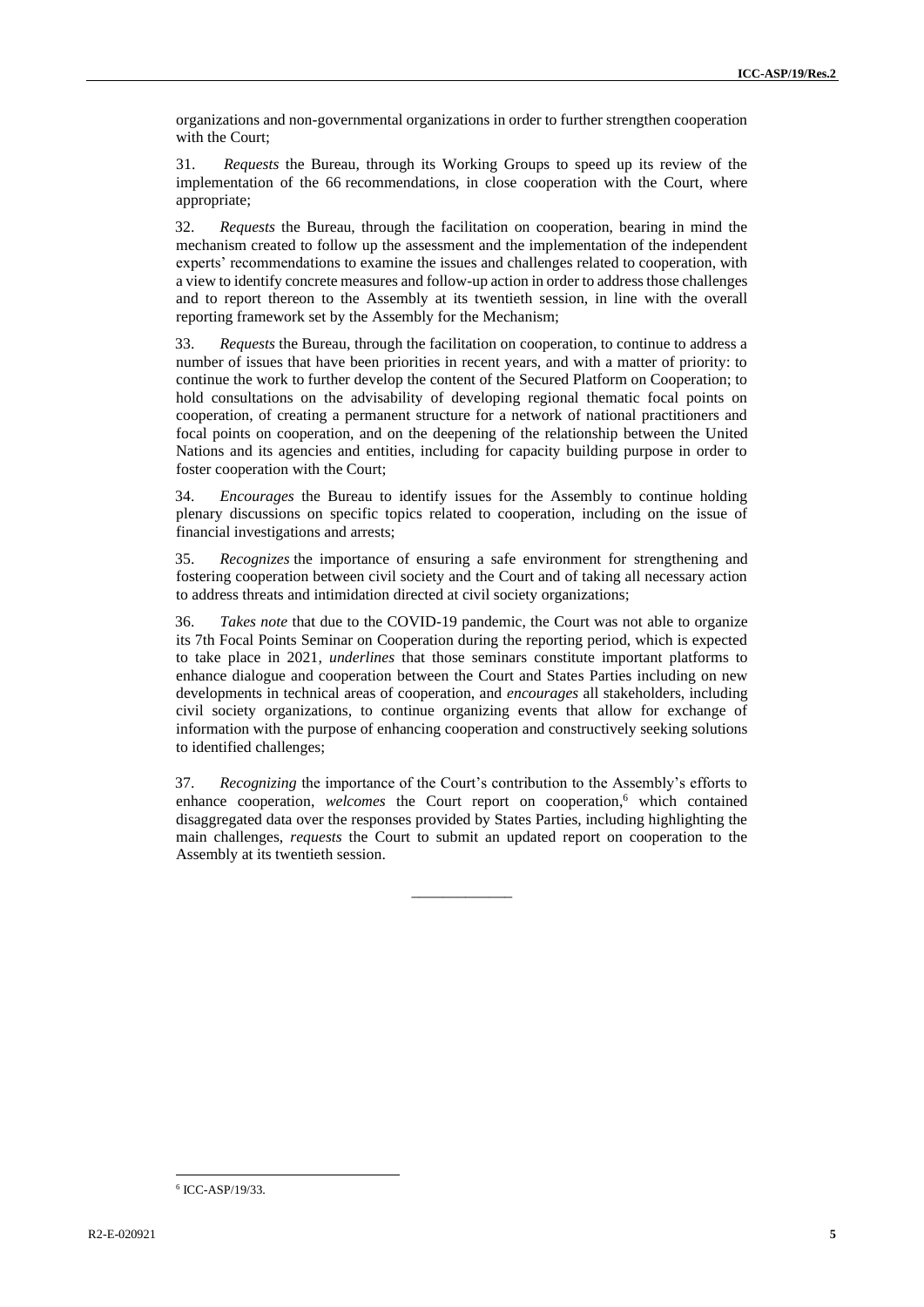organizations and non-governmental organizations in order to further strengthen cooperation with the Court;

31. *Requests* the Bureau, through its Working Groups to speed up its review of the implementation of the 66 recommendations, in close cooperation with the Court, where appropriate;

32. *Requests* the Bureau, through the facilitation on cooperation, bearing in mind the mechanism created to follow up the assessment and the implementation of the independent experts' recommendations to examine the issues and challenges related to cooperation, with a view to identify concrete measures and follow-up action in order to address those challenges and to report thereon to the Assembly at its twentieth session, in line with the overall reporting framework set by the Assembly for the Mechanism;

33. *Requests* the Bureau, through the facilitation on cooperation, to continue to address a number of issues that have been priorities in recent years, and with a matter of priority: to continue the work to further develop the content of the Secured Platform on Cooperation; to hold consultations on the advisability of developing regional thematic focal points on cooperation, of creating a permanent structure for a network of national practitioners and focal points on cooperation, and on the deepening of the relationship between the United Nations and its agencies and entities, including for capacity building purpose in order to foster cooperation with the Court;

34. *Encourages* the Bureau to identify issues for the Assembly to continue holding plenary discussions on specific topics related to cooperation, including on the issue of financial investigations and arrests;

35. *Recognizes* the importance of ensuring a safe environment for strengthening and fostering cooperation between civil society and the Court and of taking all necessary action to address threats and intimidation directed at civil society organizations;

36. *Takes note* that due to the COVID-19 pandemic, the Court was not able to organize its 7th Focal Points Seminar on Cooperation during the reporting period, which is expected to take place in 2021, *underlines* that those seminars constitute important platforms to enhance dialogue and cooperation between the Court and States Parties including on new developments in technical areas of cooperation, and *encourages* all stakeholders, including civil society organizations, to continue organizing events that allow for exchange of information with the purpose of enhancing cooperation and constructively seeking solutions to identified challenges;

37. *Recognizing* the importance of the Court's contribution to the Assembly's efforts to enhance cooperation, *welcomes* the Court report on cooperation,[6] which contained disaggregated data over the responses provided by States Parties, including highlighting the main challenges, *requests* the Court to submit an updated report on cooperation to the Assembly at its twentieth session.

---

[6] ICC-ASP/19/33.